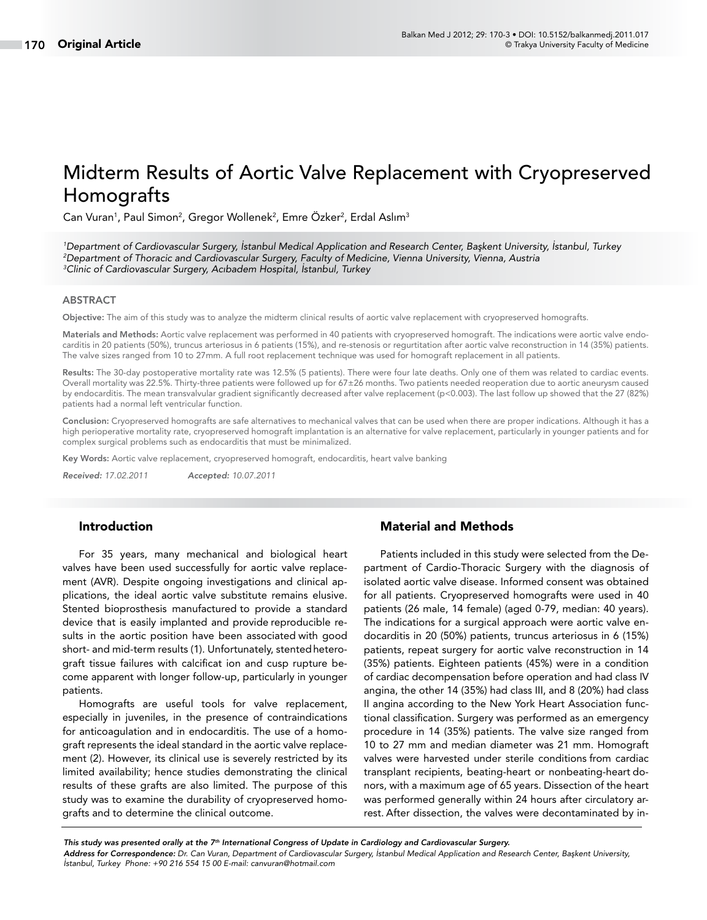Original Article

# Midterm Results of Aortic Valve Replacement with Cryopreserved Homografts

Can Vuran[1], Paul Simon[2], Gregor Wollenek[2], Emre Özker[2], Erdal Aslım[3]

*[1]Department of Cardiovascular Surgery, İstanbul Medical Application and Research Center, Başkent University, İstanbul, Turkey*
*[2]Department of Thoracic and Cardiovascular Surgery, Faculty of Medicine, Vienna University, Vienna, Austria*
*[3]Clinic of Cardiovascular Surgery, Acıbadem Hospital, İstanbul, Turkey*

## ABSTRACT

**Objective:** The aim of this study was to analyze the midterm clinical results of aortic valve replacement with cryopreserved homografts.

**Materials and Methods:** Aortic valve replacement was performed in 40 patients with cryopreserved homograft. The indications were aortic valve endocarditis in 20 patients (50%), truncus arteriosus in 6 patients (15%), and re-stenosis or regurtitation after aortic valve reconstruction in 14 (35%) patients. The valve sizes ranged from 10 to 27mm. A full root replacement technique was used for homograft replacement in all patients.

**Results:** The 30-day postoperative mortality rate was 12.5% (5 patients). There were four late deaths. Only one of them was related to cardiac events. Overall mortality was 22.5%. Thirty-three patients were followed up for 67±26 months. Two patients needed reoperation due to aortic aneurysm caused by endocarditis. The mean transvalvular gradient significantly decreased after valve replacement ($p<0.003$). The last follow up showed that the 27 (82%) patients had a normal left ventricular function.

**Conclusion:** Cryopreserved homografts are safe alternatives to mechanical valves that can be used when there are proper indications. Although it has a high perioperative mortality rate, cryopreserved homograft implantation is an alternative for valve replacement, particularly in younger patients and for complex surgical problems such as endocarditis that must be minimalized.

**Key Words:** Aortic valve replacement, cryopreserved homograft, endocarditis, heart valve banking

*Received: 17.02.2011* *Accepted: 10.07.2011*

## Introduction

For 35 years, many mechanical and biological heart valves have been used successfully for aortic valve replacement (AVR). Despite ongoing investigations and clinical applications, the ideal aortic valve substitute remains elusive. Stented bioprosthesis manufactured to provide a standard device that is easily implanted and provide reproducible results in the aortic position have been associated with good short- and mid-term results (1). Unfortunately, stented heterograft tissue failures with calcificat ion and cusp rupture become apparent with longer follow-up, particularly in younger patients.

Homografts are useful tools for valve replacement, especially in juveniles, in the presence of contraindications for anticoagulation and in endocarditis. The use of a homograft represents the ideal standard in the aortic valve replacement (2). However, its clinical use is severely restricted by its limited availability; hence studies demonstrating the clinical results of these grafts are also limited. The purpose of this study was to examine the durability of cryopreserved homografts and to determine the clinical outcome.

## Material and Methods

Patients included in this study were selected from the Department of Cardio-Thoracic Surgery with the diagnosis of isolated aortic valve disease. Informed consent was obtained for all patients. Cryopreserved homografts were used in 40 patients (26 male, 14 female) (aged 0-79, median: 40 years). The indications for a surgical approach were aortic valve endocarditis in 20 (50%) patients, truncus arteriosus in 6 (15%) patients, repeat surgery for aortic valve reconstruction in 14 (35%) patients. Eighteen patients (45%) were in a condition of cardiac decompensation before operation and had class IV angina, the other 14 (35%) had class III, and 8 (20%) had class II angina according to the New York Heart Association functional classification. Surgery was performed as an emergency procedure in 14 (35%) patients. The valve size ranged from 10 to 27 mm and median diameter was 21 mm. Homograft valves were harvested under sterile conditions from cardiac transplant recipients, beating-heart or nonbeating-heart donors, with a maximum age of 65 years. Dissection of the heart was performed generally within 24 hours after circulatory arrest. After dissection, the valves were decontaminated by in-

*This study was presented orally at the 7th International Congress of Update in Cardiology and Cardiovascular Surgery.*
*Address for Correspondence: Dr. Can Vuran, Department of Cardiovascular Surgery, İstanbul Medical Application and Research Center, Başkent University, İstanbul, Turkey Phone: +90 216 554 15 00 E-mail: canvuran@hotmail.com*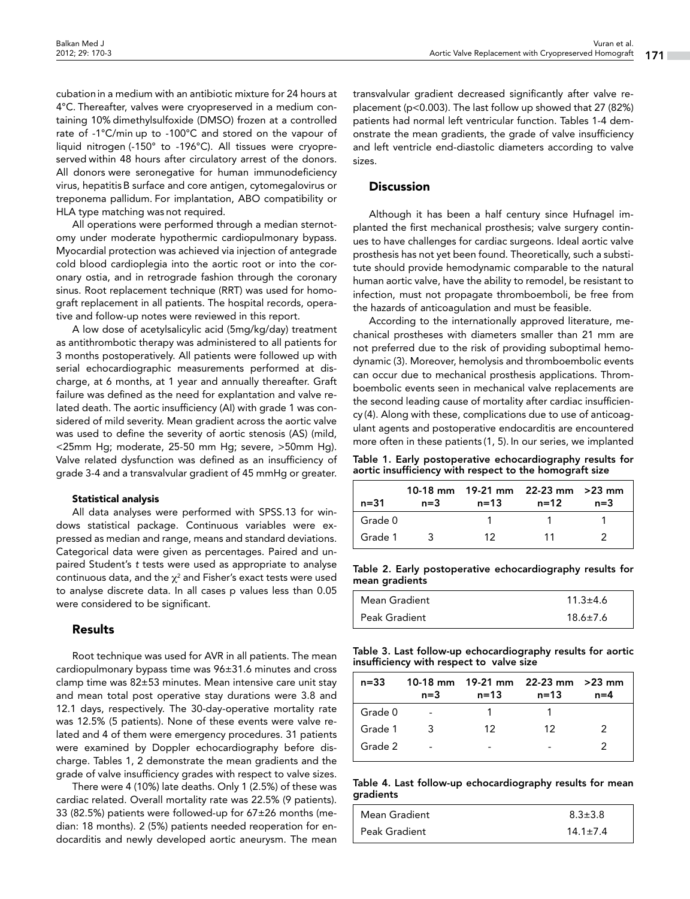cubation in a medium with an antibiotic mixture for 24 hours at 4°C. Thereafter, valves were cryopreserved in a medium containing 10% dimethylsulfoxide (DMSO) frozen at a controlled rate of -1°C/min up to -100°C and stored on the vapour of liquid nitrogen (-150° to -196°C). All tissues were cryopreserved within 48 hours after circulatory arrest of the donors. All donors were seronegative for human immunodeficiency virus, hepatitis B surface and core antigen, cytomegalovirus or treponema pallidum. For implantation, ABO compatibility or HLA type matching was not required.

All operations were performed through a median sternotomy under moderate hypothermic cardiopulmonary bypass. Myocardial protection was achieved via injection of antegrade cold blood cardioplegia into the aortic root or into the coronary ostia, and in retrograde fashion through the coronary sinus. Root replacement technique (RRT) was used for homograft replacement in all patients. The hospital records, operative and follow-up notes were reviewed in this report.

A low dose of acetylsalicylic acid (5mg/kg/day) treatment as antithrombotic therapy was administered to all patients for 3 months postoperatively. All patients were followed up with serial echocardiographic measurements performed at discharge, at 6 months, at 1 year and annually thereafter. Graft failure was defined as the need for explantation and valve related death. The aortic insufficiency (AI) with grade 1 was considered of mild severity. Mean gradient across the aortic valve was used to define the severity of aortic stenosis (AS) (mild, <25mm Hg; moderate, 25-50 mm Hg; severe, >50mm Hg). Valve related dysfunction was defined as an insufficiency of grade 3-4 and a transvalvular gradient of 45 mmHg or greater.

#### Statistical analysis

All data analyses were performed with SPSS.13 for windows statistical package. Continuous variables were expressed as median and range, means and standard deviations. Categorical data were given as percentages. Paired and unpaired Student's *t* tests were used as appropriate to analyse continuous data, and the $\chi^2$ and Fisher's exact tests were used to analyse discrete data. In all cases p values less than 0.05 were considered to be significant.

## Results

Root technique was used for AVR in all patients. The mean cardiopulmonary bypass time was 96±31.6 minutes and cross clamp time was 82±53 minutes. Mean intensive care unit stay and mean total post operative stay durations were 3.8 and 12.1 days, respectively. The 30-day-operative mortality rate was 12.5% (5 patients). None of these events were valve related and 4 of them were emergency procedures. 31 patients were examined by Doppler echocardiography before discharge. Tables 1, 2 demonstrate the mean gradients and the grade of valve insufficiency grades with respect to valve sizes.

There were 4 (10%) late deaths. Only 1 (2.5%) of these was cardiac related. Overall mortality rate was 22.5% (9 patients). 33 (82.5%) patients were followed-up for 67±26 months (median: 18 months). 2 (5%) patients needed reoperation for endocarditis and newly developed aortic aneurysm. The mean transvalvular gradient decreased significantly after valve replacement (p<0.003). The last follow up showed that 27 (82%) patients had normal left ventricular function. Tables 1-4 demonstrate the mean gradients, the grade of valve insufficiency and left ventricle end-diastolic diameters according to valve sizes.

## Discussion

Although it has been a half century since Hufnagel implanted the first mechanical prosthesis; valve surgery continues to have challenges for cardiac surgeons. Ideal aortic valve prosthesis has not yet been found. Theoretically, such a substitute should provide hemodynamic comparable to the natural human aortic valve, have the ability to remodel, be resistant to infection, must not propagate thromboemboli, be free from the hazards of anticoagulation and must be feasible.

According to the internationally approved literature, mechanical prostheses with diameters smaller than 21 mm are not preferred due to the risk of providing suboptimal hemodynamic (3). Moreover, hemolysis and thromboembolic events can occur due to mechanical prosthesis applications. Thromboembolic events seen in mechanical valve replacements are the second leading cause of mortality after cardiac insufficiency (4). Along with these, complications due to use of anticoagulant agents and postoperative endocarditis are encountered more often in these patients (1, 5). In our series, we implanted

**Table 1. Early postoperative echocardiography results for aortic insufficiency with respect to the homograft size**

| n=31 | 10-18 mm n=3 | 19-21 mm n=13 | 22-23 mm n=12 | >23 mm n=3 |
|---|---|---|---|---|
| Grade 0 | | 1 | 1 | 1 |
| Grade 1 | 3 | 12 | 11 | 2 |

**Table 2. Early postoperative echocardiography results for mean gradients**

| | |
|---|---|
| Mean Gradient | 11.3±4.6 |
| Peak Gradient | 18.6±7.6 |

**Table 3. Last follow-up echocardiography results for aortic insufficiency with respect to valve size**

| n=33 | 10-18 mm n=3 | 19-21 mm n=13 | 22-23 mm n=13 | >23 mm n=4 |
|---|---|---|---|---|
| Grade 0 | - | 1 | 1 | |
| Grade 1 | 3 | 12 | 12 | 2 |
| Grade 2 | - | - | - | 2 |

**Table 4. Last follow-up echocardiography results for mean gradients**

| | |
|---|---|
| Mean Gradient | 8.3±3.8 |
| Peak Gradient | 14.1±7.4 |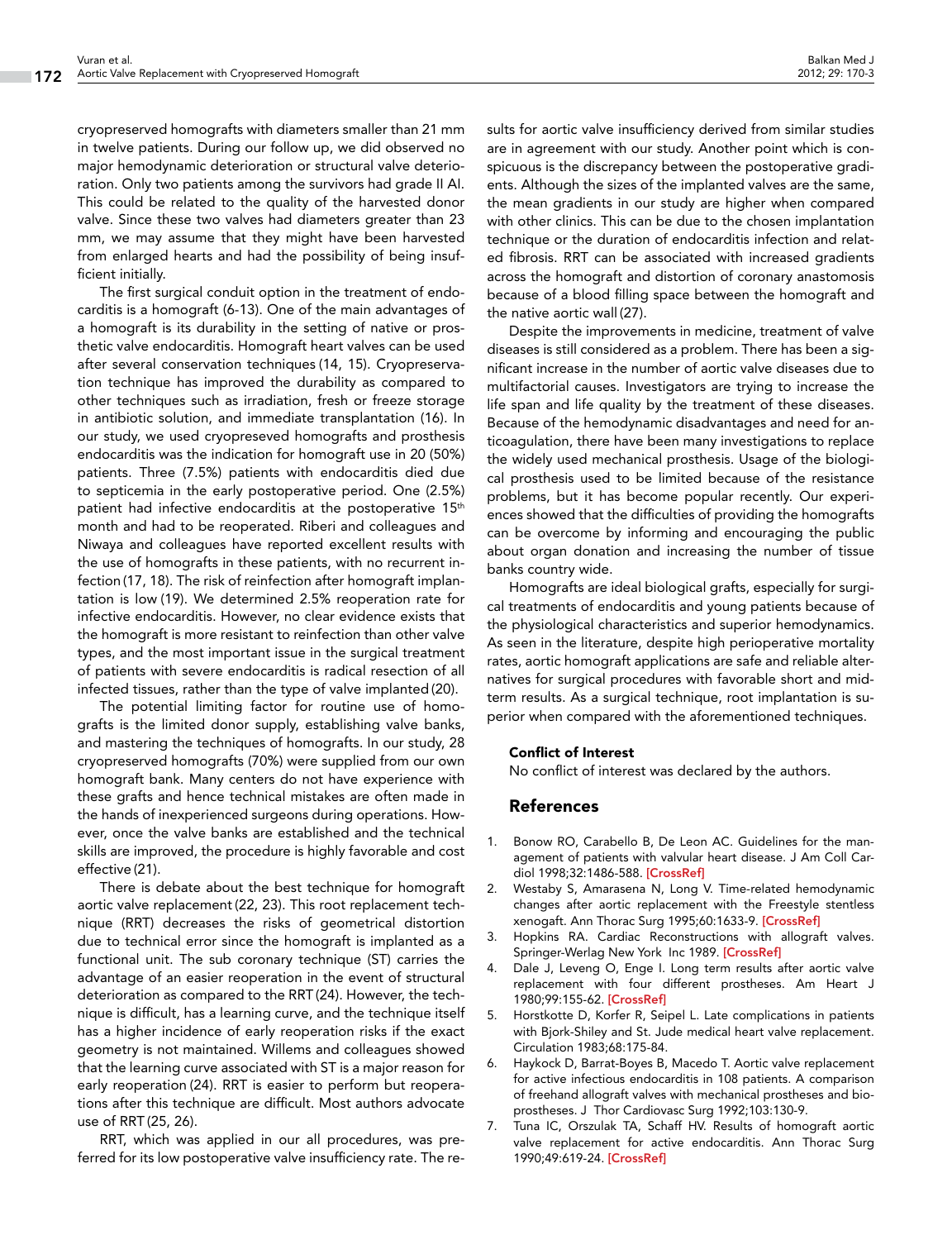cryopreserved homografts with diameters smaller than 21 mm in twelve patients. During our follow up, we did observed no major hemodynamic deterioration or structural valve deterioration. Only two patients among the survivors had grade II AI. This could be related to the quality of the harvested donor valve. Since these two valves had diameters greater than 23 mm, we may assume that they might have been harvested from enlarged hearts and had the possibility of being insufficient initially.

The first surgical conduit option in the treatment of endocarditis is a homograft (6-13). One of the main advantages of a homograft is its durability in the setting of native or prosthetic valve endocarditis. Homograft heart valves can be used after several conservation techniques (14, 15). Cryopreservation technique has improved the durability as compared to other techniques such as irradiation, fresh or freeze storage in antibiotic solution, and immediate transplantation (16). In our study, we used cryopreseved homografts and prosthesis endocarditis was the indication for homograft use in 20 (50%) patients. Three (7.5%) patients with endocarditis died due to septicemia in the early postoperative period. One (2.5%) patient had infective endocarditis at the postoperative 15th month and had to be reoperated. Riberi and colleagues and Niwaya and colleagues have reported excellent results with the use of homografts in these patients, with no recurrent infection (17, 18). The risk of reinfection after homograft implantation is low (19). We determined 2.5% reoperation rate for infective endocarditis. However, no clear evidence exists that the homograft is more resistant to reinfection than other valve types, and the most important issue in the surgical treatment of patients with severe endocarditis is radical resection of all infected tissues, rather than the type of valve implanted (20).

The potential limiting factor for routine use of homografts is the limited donor supply, establishing valve banks, and mastering the techniques of homografts. In our study, 28 cryopreserved homografts (70%) were supplied from our own homograft bank. Many centers do not have experience with these grafts and hence technical mistakes are often made in the hands of inexperienced surgeons during operations. However, once the valve banks are established and the technical skills are improved, the procedure is highly favorable and cost effective (21).

There is debate about the best technique for homograft aortic valve replacement (22, 23). This root replacement technique (RRT) decreases the risks of geometrical distortion due to technical error since the homograft is implanted as a functional unit. The sub coronary technique (ST) carries the advantage of an easier reoperation in the event of structural deterioration as compared to the RRT (24). However, the technique is difficult, has a learning curve, and the technique itself has a higher incidence of early reoperation risks if the exact geometry is not maintained. Willems and colleagues showed that the learning curve associated with ST is a major reason for early reoperation (24). RRT is easier to perform but reoperations after this technique are difficult. Most authors advocate use of RRT (25, 26).

RRT, which was applied in our all procedures, was preferred for its low postoperative valve insufficiency rate. The results for aortic valve insufficiency derived from similar studies are in agreement with our study. Another point which is conspicuous is the discrepancy between the postoperative gradients. Although the sizes of the implanted valves are the same, the mean gradients in our study are higher when compared with other clinics. This can be due to the chosen implantation technique or the duration of endocarditis infection and related fibrosis. RRT can be associated with increased gradients across the homograft and distortion of coronary anastomosis because of a blood filling space between the homograft and the native aortic wall (27).

Despite the improvements in medicine, treatment of valve diseases is still considered as a problem. There has been a significant increase in the number of aortic valve diseases due to multifactorial causes. Investigators are trying to increase the life span and life quality by the treatment of these diseases. Because of the hemodynamic disadvantages and need for anticoagulation, there have been many investigations to replace the widely used mechanical prosthesis. Usage of the biological prosthesis used to be limited because of the resistance problems, but it has become popular recently. Our experiences showed that the difficulties of providing the homografts can be overcome by informing and encouraging the public about organ donation and increasing the number of tissue banks country wide.

Homografts are ideal biological grafts, especially for surgical treatments of endocarditis and young patients because of the physiological characteristics and superior hemodynamics. As seen in the literature, despite high perioperative mortality rates, aortic homograft applications are safe and reliable alternatives for surgical procedures with favorable short and midterm results. As a surgical technique, root implantation is superior when compared with the aforementioned techniques.

**Conflict of Interest**

No conflict of interest was declared by the authors.

## References

1. Bonow RO, Carabello B, De Leon AC. Guidelines for the management of patients with valvular heart disease. J Am Coll Cardiol 1998;32:1486-588. [CrossRef]
2. Westaby S, Amarasena N, Long V. Time-related hemodynamic changes after aortic replacement with the Freestyle stentless xenogaft. Ann Thorac Surg 1995;60:1633-9. [CrossRef]
3. Hopkins RA. Cardiac Reconstructions with allograft valves. Springer-Verlag New York Inc 1989. [CrossRef]
4. Dale J, Leveng O, Enge I. Long term results after aortic valve replacement with four different prostheses. Am Heart J 1980;99:155-62. [CrossRef]
5. Horstkotte D, Korfer R, Seipel L. Late complications in patients with Bjork-Shiley and St. Jude medical heart valve replacement. Circulation 1983;68:175-84.
6. Haykock D, Barrat-Boyes B, Macedo T. Aortic valve replacement for active infectious endocarditis in 108 patients. A comparison of freehand allograft valves with mechanical prostheses and bioprostheses. J Thor Cardiovasc Surg 1992;103:130-9.
7. Tuna IC, Orszulak TA, Schaff HV. Results of homograft aortic valve replacement for active endocarditis. Ann Thorac Surg 1990;49:619-24. [CrossRef]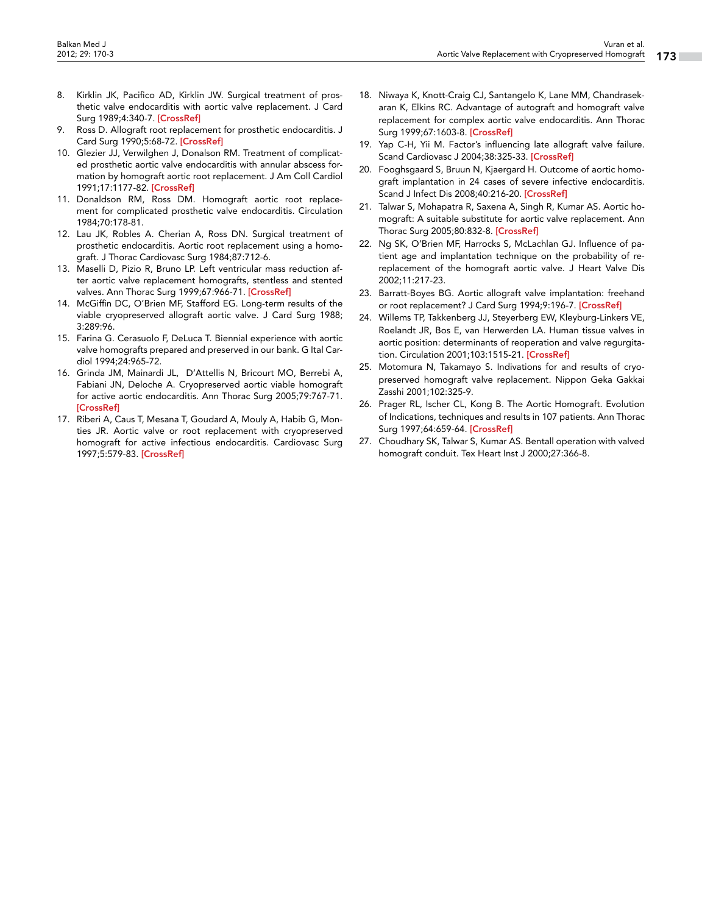8. Kirklin JK, Pacifico AD, Kirklin JW. Surgical treatment of prosthetic valve endocarditis with aortic valve replacement. J Card Surg 1989;4:340-7. [CrossRef]
9. Ross D. Allograft root replacement for prosthetic endocarditis. J Card Surg 1990;5:68-72. [CrossRef]
10. Glezier JJ, Verwilghen J, Donalson RM. Treatment of complicated prosthetic aortic valve endocarditis with annular abscess formation by homograft aortic root replacement. J Am Coll Cardiol 1991;17:1177-82. [CrossRef]
11. Donaldson RM, Ross DM. Homograft aortic root replacement for complicated prosthetic valve endocarditis. Circulation 1984;70:178-81.
12. Lau JK, Robles A. Cherian A, Ross DN. Surgical treatment of prosthetic endocarditis. Aortic root replacement using a homograft. J Thorac Cardiovasc Surg 1984;87:712-6.
13. Maselli D, Pizio R, Bruno LP. Left ventricular mass reduction after aortic valve replacement homografts, stentless and stented valves. Ann Thorac Surg 1999;67:966-71. [CrossRef]
14. McGiffin DC, O'Brien MF, Stafford EG. Long-term results of the viable cryopreserved allograft aortic valve. J Card Surg 1988; 3:289:96.
15. Farina G. Cerasuolo F, DeLuca T. Biennial experience with aortic valve homografts prepared and preserved in our bank. G Ital Cardiol 1994;24:965-72.
16. Grinda JM, Mainardi JL, D'Attellis N, Bricourt MO, Berrebi A, Fabiani JN, Deloche A. Cryopreserved aortic viable homograft for active aortic endocarditis. Ann Thorac Surg 2005;79:767-71. [CrossRef]
17. Riberi A, Caus T, Mesana T, Goudard A, Mouly A, Habib G, Monties JR. Aortic valve or root replacement with cryopreserved homograft for active infectious endocarditis. Cardiovasc Surg 1997;5:579-83. [CrossRef]
18. Niwaya K, Knott-Craig CJ, Santangelo K, Lane MM, Chandrasekaran K, Elkins RC. Advantage of autograft and homograft valve replacement for complex aortic valve endocarditis. Ann Thorac Surg 1999;67:1603-8. [CrossRef]
19. Yap C-H, Yii M. Factor's influencing late allograft valve failure. Scand Cardiovasc J 2004;38:325-33. [CrossRef]
20. Fooghsgaard S, Bruun N, Kjaergard H. Outcome of aortic homograft implantation in 24 cases of severe infective endocarditis. Scand J Infect Dis 2008;40:216-20. [CrossRef]
21. Talwar S, Mohapatra R, Saxena A, Singh R, Kumar AS. Aortic homograft: A suitable substitute for aortic valve replacement. Ann Thorac Surg 2005;80:832-8. [CrossRef]
22. Ng SK, O'Brien MF, Harrocks S, McLachlan GJ. Influence of patient age and implantation technique on the probability of re-replacement of the homograft aortic valve. J Heart Valve Dis 2002;11:217-23.
23. Barratt-Boyes BG. Aortic allograft valve implantation: freehand or root replacement? J Card Surg 1994;9:196-7. [CrossRef]
24. Willems TP, Takkenberg JJ, Steyerberg EW, Kleyburg-Linkers VE, Roelandt JR, Bos E, van Herwerden LA. Human tissue valves in aortic position: determinants of reoperation and valve regurgitation. Circulation 2001;103:1515-21. [CrossRef]
25. Motomura N, Takamayo S. Indivations for and results of cryopreserved homograft valve replacement. Nippon Geka Gakkai Zasshi 2001;102:325-9.
26. Prager RL, Ischer CL, Kong B. The Aortic Homograft. Evolution of Indications, techniques and results in 107 patients. Ann Thorac Surg 1997;64:659-64. [CrossRef]
27. Choudhary SK, Talwar S, Kumar AS. Bentall operation with valved homograft conduit. Tex Heart Inst J 2000;27:366-8.